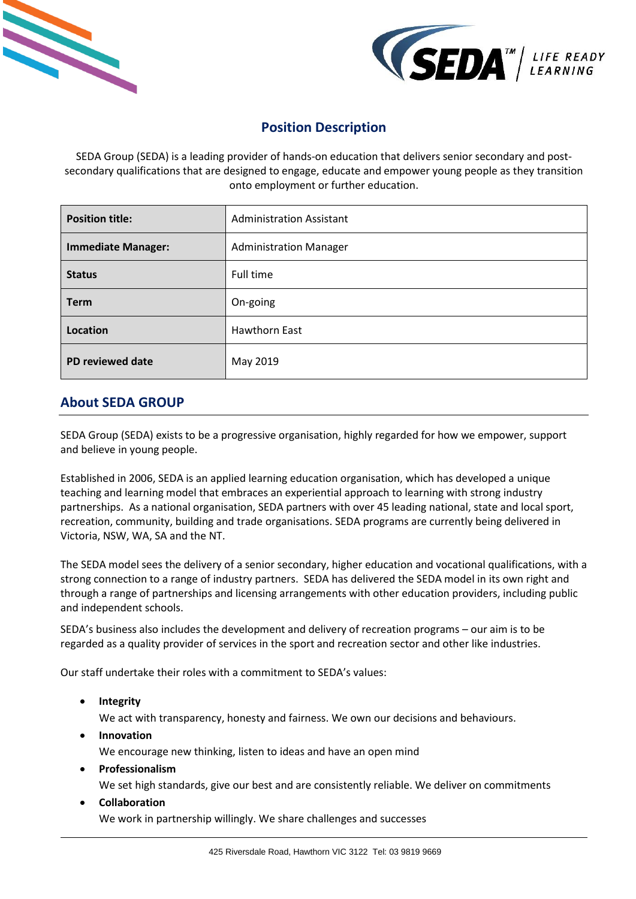# Position Description

SEDA Group (SEDA) is a leading provider of hands-on education that delivers senior secondary and post-secondary qualifications that are designed to engage, educate and empower young people as they transition onto employment or further education.

| **Position title:** | Administration Assistant |
|---|---|
| **Immediate Manager:** | Administration Manager |
| **Status** | Full time |
| **Term** | On-going |
| **Location** | Hawthorn East |
| **PD reviewed date** | May 2019 |

## About SEDA GROUP

SEDA Group (SEDA) exists to be a progressive organisation, highly regarded for how we empower, support and believe in young people.

Established in 2006, SEDA is an applied learning education organisation, which has developed a unique teaching and learning model that embraces an experiential approach to learning with strong industry partnerships. As a national organisation, SEDA partners with over 45 leading national, state and local sport, recreation, community, building and trade organisations. SEDA programs are currently being delivered in Victoria, NSW, WA, SA and the NT.

The SEDA model sees the delivery of a senior secondary, higher education and vocational qualifications, with a strong connection to a range of industry partners. SEDA has delivered the SEDA model in its own right and through a range of partnerships and licensing arrangements with other education providers, including public and independent schools.

SEDA's business also includes the development and delivery of recreation programs – our aim is to be regarded as a quality provider of services in the sport and recreation sector and other like industries.

Our staff undertake their roles with a commitment to SEDA's values:

- **Integrity**
  We act with transparency, honesty and fairness. We own our decisions and behaviours.
- **Innovation**
  We encourage new thinking, listen to ideas and have an open mind
- **Professionalism**
  We set high standards, give our best and are consistently reliable. We deliver on commitments
- **Collaboration**
  We work in partnership willingly. We share challenges and successes

425 Riversdale Road, Hawthorn VIC 3122 Tel: 03 9819 9669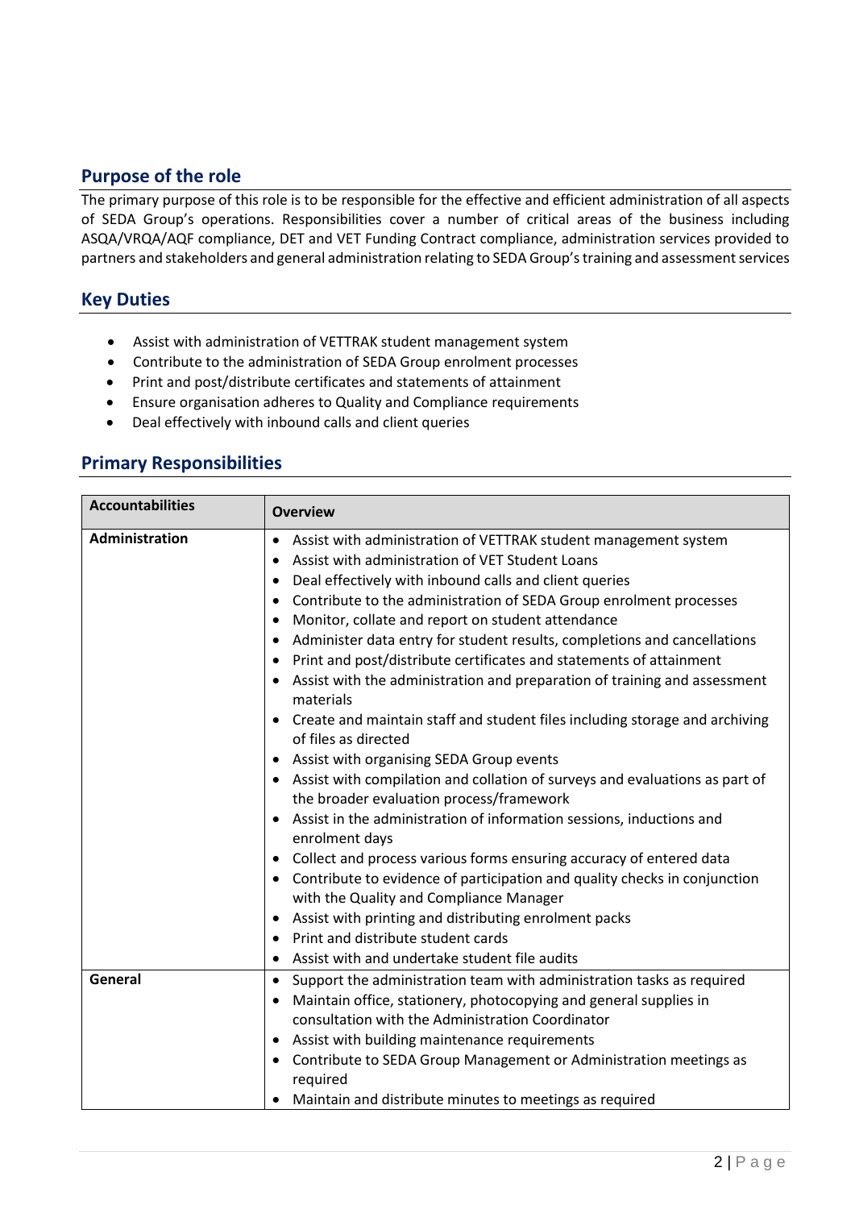## Purpose of the role

The primary purpose of this role is to be responsible for the effective and efficient administration of all aspects of SEDA Group's operations. Responsibilities cover a number of critical areas of the business including ASQA/VRQA/AQF compliance, DET and VET Funding Contract compliance, administration services provided to partners and stakeholders and general administration relating to SEDA Group's training and assessment services

## Key Duties

- Assist with administration of VETTRAK student management system
- Contribute to the administration of SEDA Group enrolment processes
- Print and post/distribute certificates and statements of attainment
- Ensure organisation adheres to Quality and Compliance requirements
- Deal effectively with inbound calls and client queries

## Primary Responsibilities

| Accountabilities | Overview |
| --- | --- |
| **Administration** | • Assist with administration of VETTRAK student management system<br>• Assist with administration of VET Student Loans<br>• Deal effectively with inbound calls and client queries<br>• Contribute to the administration of SEDA Group enrolment processes<br>• Monitor, collate and report on student attendance<br>• Administer data entry for student results, completions and cancellations<br>• Print and post/distribute certificates and statements of attainment<br>• Assist with the administration and preparation of training and assessment materials<br>• Create and maintain staff and student files including storage and archiving of files as directed<br>• Assist with organising SEDA Group events<br>• Assist with compilation and collation of surveys and evaluations as part of the broader evaluation process/framework<br>• Assist in the administration of information sessions, inductions and enrolment days<br>• Collect and process various forms ensuring accuracy of entered data<br>• Contribute to evidence of participation and quality checks in conjunction with the Quality and Compliance Manager<br>• Assist with printing and distributing enrolment packs<br>• Print and distribute student cards<br>• Assist with and undertake student file audits |
| **General** | • Support the administration team with administration tasks as required<br>• Maintain office, stationery, photocopying and general supplies in consultation with the Administration Coordinator<br>• Assist with building maintenance requirements<br>• Contribute to SEDA Group Management or Administration meetings as required<br>• Maintain and distribute minutes to meetings as required |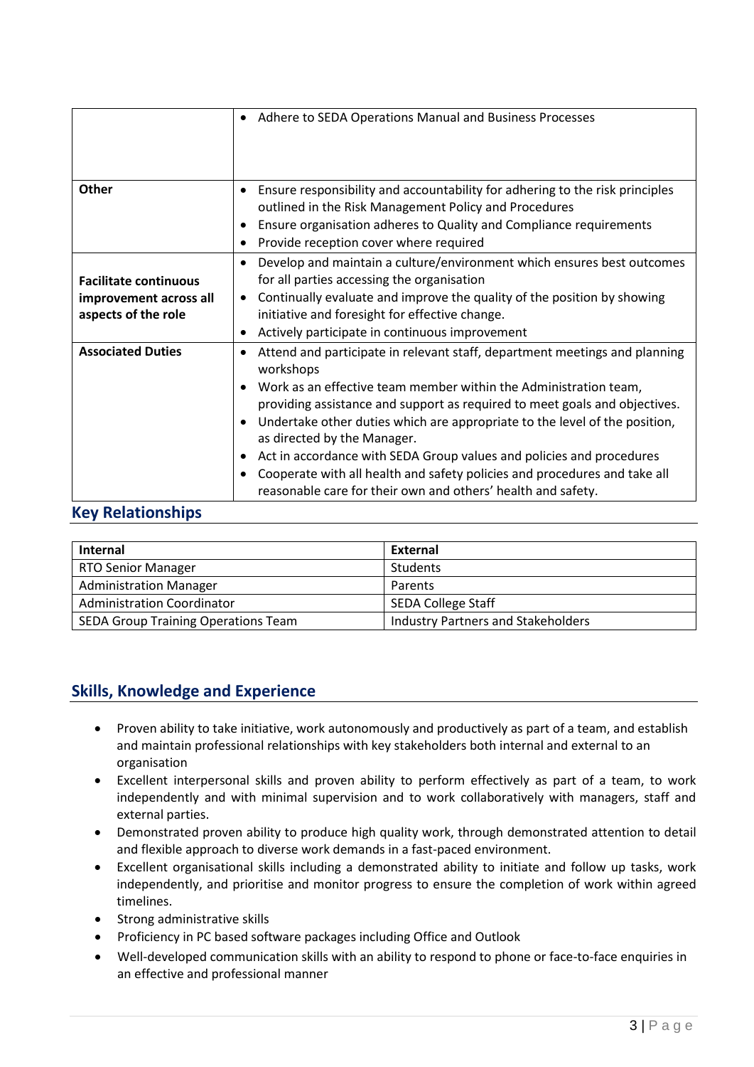| | |
|---|---|
| | • Adhere to SEDA Operations Manual and Business Processes |
| **Other** | • Ensure responsibility and accountability for adhering to the risk principles outlined in the Risk Management Policy and Procedures<br>• Ensure organisation adheres to Quality and Compliance requirements<br>• Provide reception cover where required |
| **Facilitate continuous improvement across all aspects of the role** | • Develop and maintain a culture/environment which ensures best outcomes for all parties accessing the organisation<br>• Continually evaluate and improve the quality of the position by showing initiative and foresight for effective change.<br>• Actively participate in continuous improvement |
| **Associated Duties** | • Attend and participate in relevant staff, department meetings and planning workshops<br>• Work as an effective team member within the Administration team, providing assistance and support as required to meet goals and objectives.<br>• Undertake other duties which are appropriate to the level of the position, as directed by the Manager.<br>• Act in accordance with SEDA Group values and policies and procedures<br>• Cooperate with all health and safety policies and procedures and take all reasonable care for their own and others' health and safety. |

## Key Relationships

| Internal | External |
|---|---|
| RTO Senior Manager | Students |
| Administration Manager | Parents |
| Administration Coordinator | SEDA College Staff |
| SEDA Group Training Operations Team | Industry Partners and Stakeholders |

## Skills, Knowledge and Experience

- Proven ability to take initiative, work autonomously and productively as part of a team, and establish and maintain professional relationships with key stakeholders both internal and external to an organisation
- Excellent interpersonal skills and proven ability to perform effectively as part of a team, to work independently and with minimal supervision and to work collaboratively with managers, staff and external parties.
- Demonstrated proven ability to produce high quality work, through demonstrated attention to detail and flexible approach to diverse work demands in a fast-paced environment.
- Excellent organisational skills including a demonstrated ability to initiate and follow up tasks, work independently, and prioritise and monitor progress to ensure the completion of work within agreed timelines.
- Strong administrative skills
- Proficiency in PC based software packages including Office and Outlook
- Well-developed communication skills with an ability to respond to phone or face-to-face enquiries in an effective and professional manner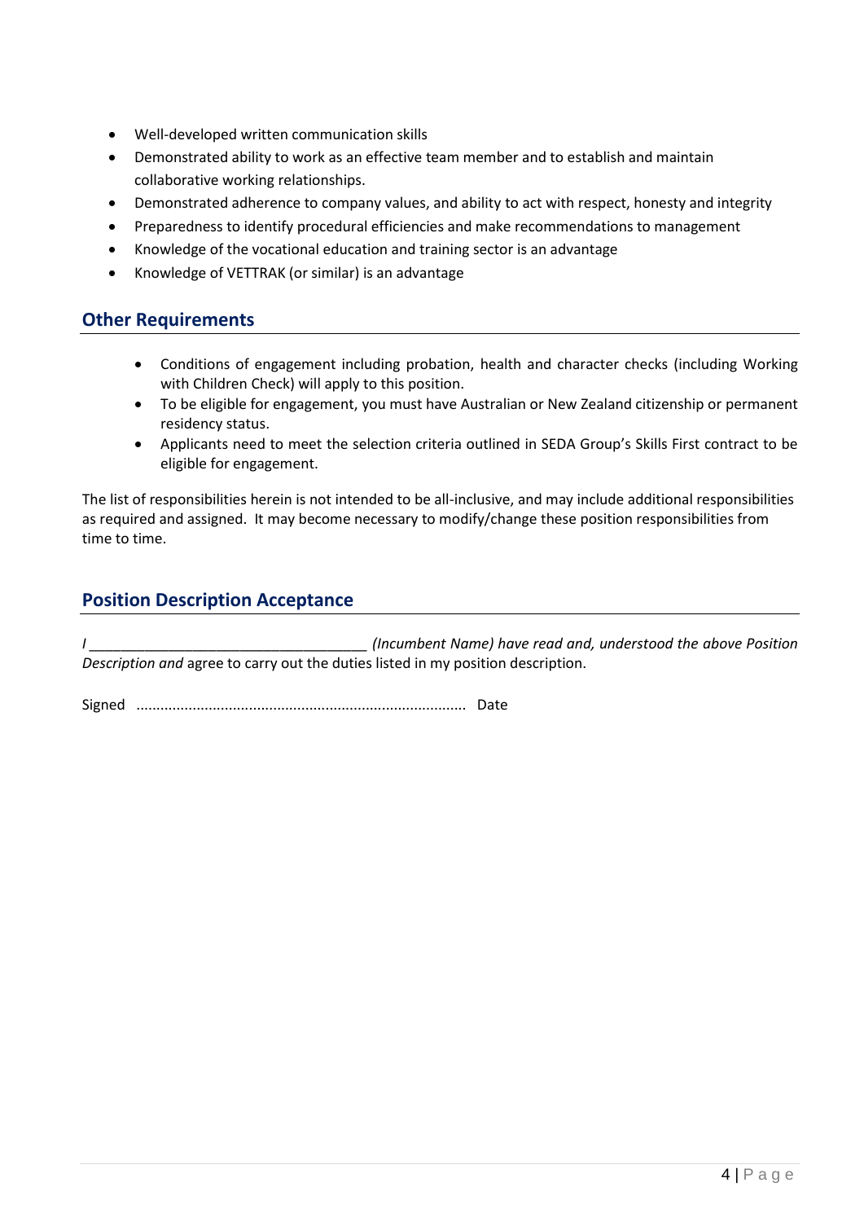- Well-developed written communication skills
- Demonstrated ability to work as an effective team member and to establish and maintain collaborative working relationships.
- Demonstrated adherence to company values, and ability to act with respect, honesty and integrity
- Preparedness to identify procedural efficiencies and make recommendations to management
- Knowledge of the vocational education and training sector is an advantage
- Knowledge of VETTRAK (or similar) is an advantage

## Other Requirements

- Conditions of engagement including probation, health and character checks (including Working with Children Check) will apply to this position.
- To be eligible for engagement, you must have Australian or New Zealand citizenship or permanent residency status.
- Applicants need to meet the selection criteria outlined in SEDA Group's Skills First contract to be eligible for engagement.

The list of responsibilities herein is not intended to be all-inclusive, and may include additional responsibilities as required and assigned. It may become necessary to modify/change these position responsibilities from time to time.

## Position Description Acceptance

*I ___________________________________ (Incumbent Name) have read and, understood the above Position Description and* agree to carry out the duties listed in my position description.

Signed ................................................................................ Date